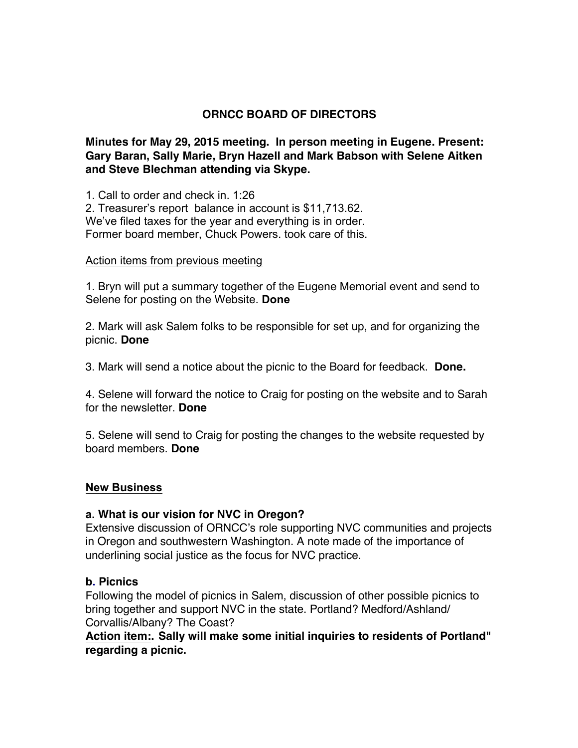# ORNCC BOARD OF DIRECTORS

**Minutes for May 29, 2015 meeting. In person meeting in Eugene. Present: Gary Baran, Sally Marie, Bryn Hazell and Mark Babson with Selene Aitken and Steve Blechman attending via Skype.**

1. Call to order and check in. 1:26
2. Treasurer's report balance in account is $11,713.62.
We've filed taxes for the year and everything is in order.
Former board member, Chuck Powers. took care of this.

<u>Action items from previous meeting</u>

1. Bryn will put a summary together of the Eugene Memorial event and send to Selene for posting on the Website. **Done**

2. Mark will ask Salem folks to be responsible for set up, and for organizing the picnic. **Done**

3. Mark will send a notice about the picnic to the Board for feedback. **Done.**

4. Selene will forward the notice to Craig for posting on the website and to Sarah for the newsletter. **Done**

5. Selene will send to Craig for posting the changes to the website requested by board members. **Done**

## <u>New Business</u>

**a. What is our vision for NVC in Oregon?**
Extensive discussion of ORNCC's role supporting NVC communities and projects in Oregon and southwestern Washington. A note made of the importance of underlining social justice as the focus for NVC practice.

**b. Picnics**
Following the model of picnics in Salem, discussion of other possible picnics to bring together and support NVC in the state. Portland? Medford/Ashland/Corvallis/Albany? The Coast?
**<u>Action item:</u>. Sally will make some initial inquiries to residents of Portland" regarding a picnic.**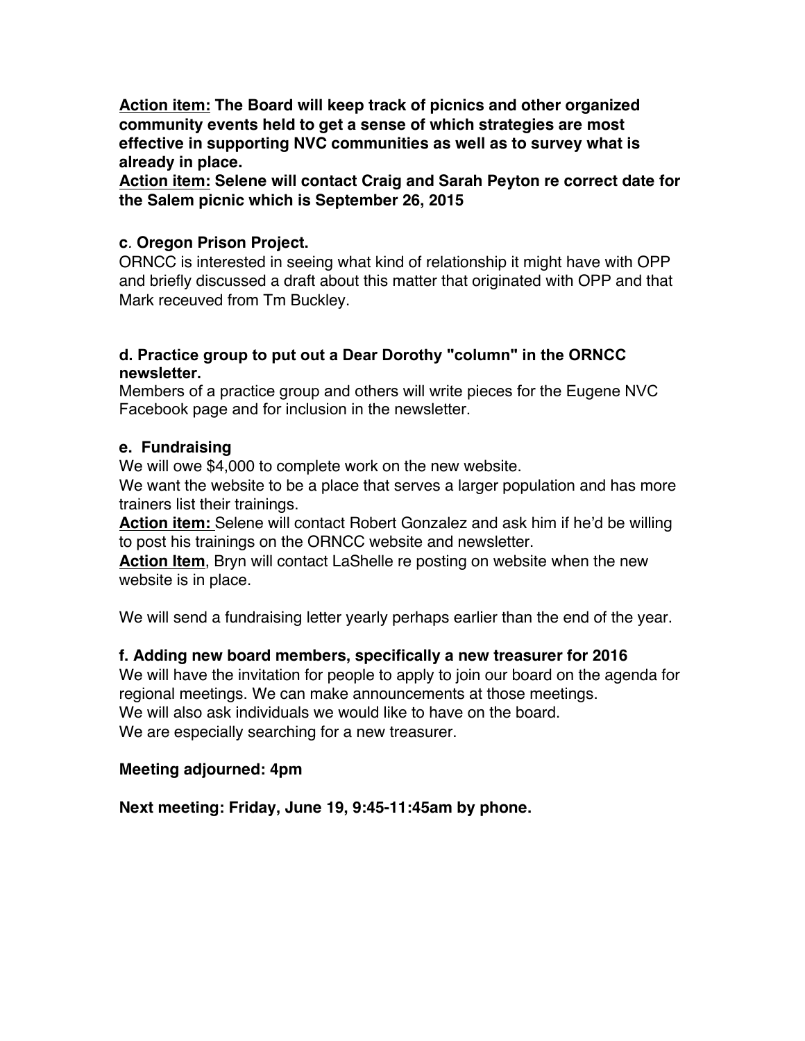**Action item: The Board will keep track of picnics and other organized community events held to get a sense of which strategies are most effective in supporting NVC communities as well as to survey what is already in place.**
**Action item: Selene will contact Craig and Sarah Peyton re correct date for the Salem picnic which is September 26, 2015**

**c. Oregon Prison Project.**
ORNCC is interested in seeing what kind of relationship it might have with OPP and briefly discussed a draft about this matter that originated with OPP and that Mark receuved from Tm Buckley.

**d. Practice group to put out a Dear Dorothy "column" in the ORNCC newsletter.**
Members of a practice group and others will write pieces for the Eugene NVC Facebook page and for inclusion in the newsletter.

**e. Fundraising**
We will owe $4,000 to complete work on the new website.
We want the website to be a place that serves a larger population and has more trainers list their trainings.
**Action item:** Selene will contact Robert Gonzalez and ask him if he'd be willing to post his trainings on the ORNCC website and newsletter.
**Action Item**, Bryn will contact LaShelle re posting on website when the new website is in place.

We will send a fundraising letter yearly perhaps earlier than the end of the year.

**f. Adding new board members, specifically a new treasurer for 2016**
We will have the invitation for people to apply to join our board on the agenda for regional meetings. We can make announcements at those meetings.
We will also ask individuals we would like to have on the board.
We are especially searching for a new treasurer.

**Meeting adjourned: 4pm**

**Next meeting: Friday, June 19, 9:45-11:45am by phone.**